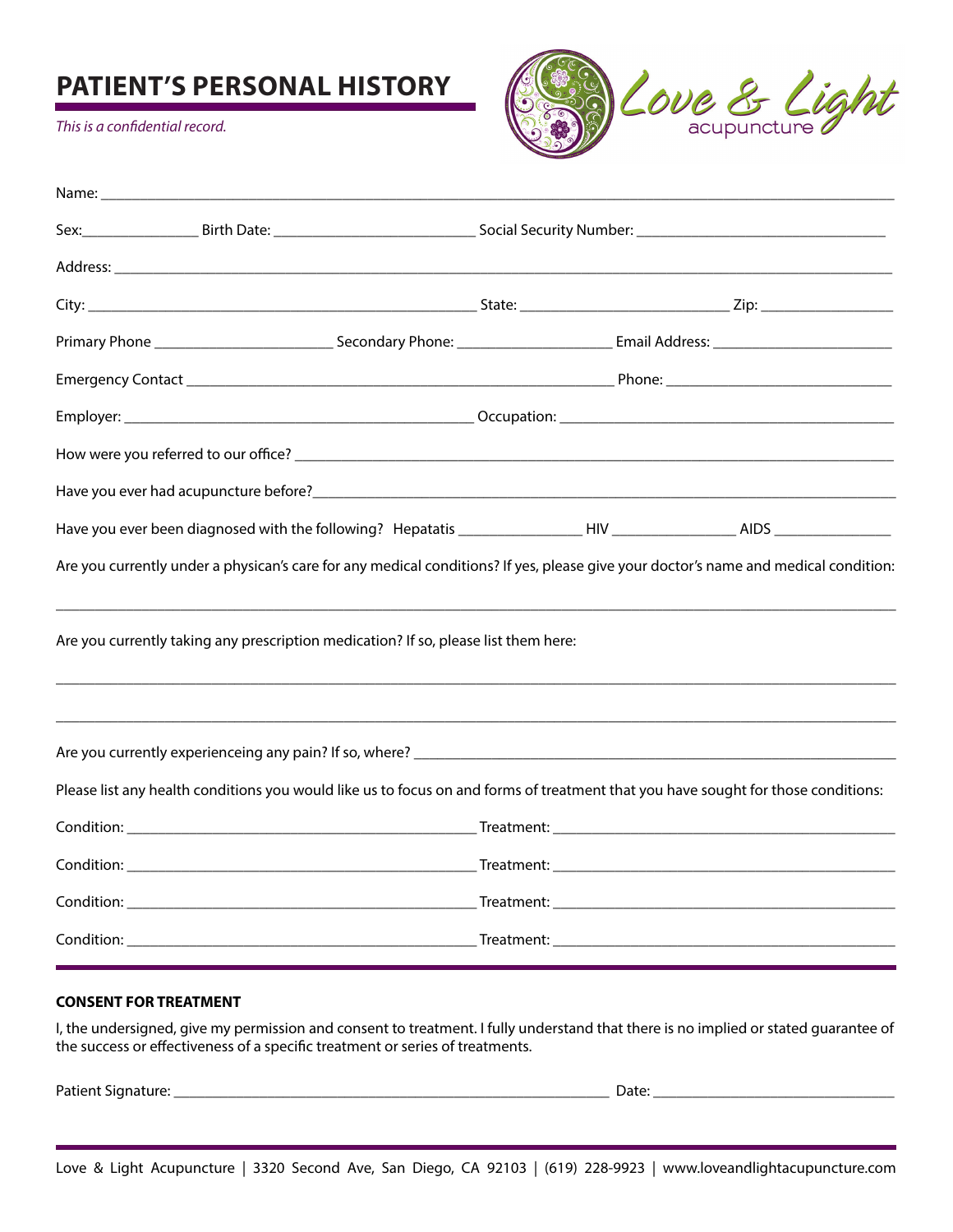# PATIENT'S PERSONAL HISTORY

*This is a confidential record.*

Love & Light acupuncture

Name: ______________________________________________________________________________

Sex: ____________ Birth Date: ______________________ Social Security Number: ____________________________

Address: ____________________________________________________________________________

City: ________________________________________ State: ______________________ Zip: ______________

Primary Phone ____________________ Secondary Phone: ________________ Email Address: ____________________

Emergency Contact ______________________________________________ Phone: __________________________

Employer: ______________________________________ Occupation: ______________________________________

How were you referred to our office? ___________________________________________________________

Have you ever had acupuncture before?__________________________________________________________

Have you ever been diagnosed with the following? Hepatatis ______________ HIV ______________ AIDS ______________

Are you currently under a physican's care for any medical conditions? If yes, please give your doctor's name and medical condition:

______________________________________________________________________________________

Are you currently taking any prescription medication? If so, please list them here:

______________________________________________________________________________________

______________________________________________________________________________________

Are you currently experienceing any pain? If so, where? ___________________________________________

Please list any health conditions you would like us to focus on and forms of treatment that you have sought for those conditions:

Condition: ______________________________________ Treatment: ______________________________________

Condition: ______________________________________ Treatment: ______________________________________

Condition: ______________________________________ Treatment: ______________________________________

Condition: ______________________________________ Treatment: ______________________________________

**CONSENT FOR TREATMENT**

I, the undersigned, give my permission and consent to treatment. I fully understand that there is no implied or stated guarantee of the success or effectiveness of a specific treatment or series of treatments.

Patient Signature: __________________________________________________ Date: ____________________________

Love & Light Acupuncture | 3320 Second Ave, San Diego, CA 92103 | (619) 228-9923 | www.loveandlightacupuncture.com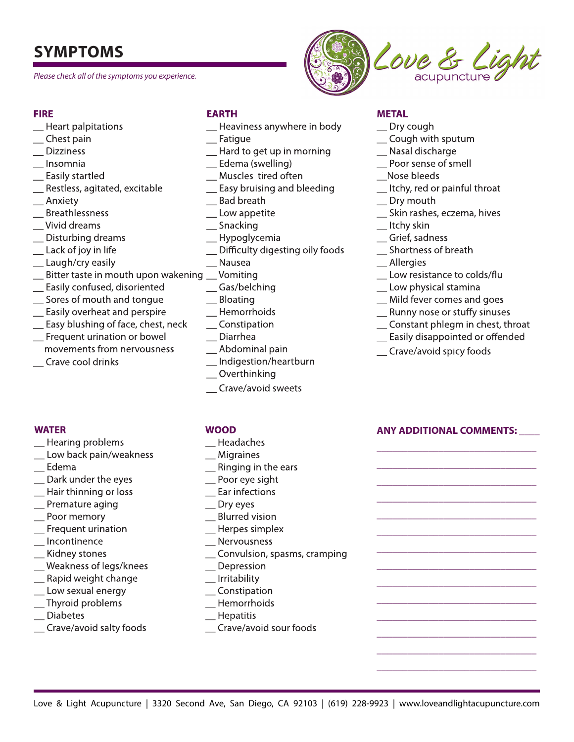# SYMPTOMS

*Please check all of the symptoms you experience.*

Love & Light acupuncture

## FIRE

__ Heart palpitations
__ Chest pain
__ Dizziness
__ Insomnia
__ Easily startled
__ Restless, agitated, excitable
__ Anxiety
__ Breathlessness
__ Vivid dreams
__ Disturbing dreams
__ Lack of joy in life
__ Laugh/cry easily
__ Bitter taste in mouth upon wakening
__ Easily confused, disoriented
__ Sores of mouth and tongue
__ Easily overheat and perspire
__ Easy blushing of face, chest, neck
__ Frequent urination or bowel movements from nervousness
__ Crave cool drinks

## EARTH

__ Heaviness anywhere in body
__ Fatigue
__ Hard to get up in morning
__ Edema (swelling)
__ Muscles tired often
__ Easy bruising and bleeding
__ Bad breath
__ Low appetite
__ Snacking
__ Hypoglycemia
__ Difficulty digesting oily foods
__ Nausea
__ Vomiting
__ Gas/belching
__ Bloating
__ Hemorrhoids
__ Constipation
__ Diarrhea
__ Abdominal pain
__ Indigestion/heartburn
__ Overthinking
__ Crave/avoid sweets

## METAL

__ Dry cough
__ Cough with sputum
__ Nasal discharge
__ Poor sense of smell
__Nose bleeds
__ Itchy, red or painful throat
__ Dry mouth
__ Skin rashes, eczema, hives
__ Itchy skin
__ Grief, sadness
__ Shortness of breath
__ Allergies
__ Low resistance to colds/flu
__ Low physical stamina
__ Mild fever comes and goes
__ Runny nose or stuffy sinuses
__ Constant phlegm in chest, throat
__ Easily disappointed or offended
__ Crave/avoid spicy foods

## WATER

__ Hearing problems
__ Low back pain/weakness
__ Edema
__ Dark under the eyes
__ Hair thinning or loss
__ Premature aging
__ Poor memory
__ Frequent urination
__ Incontinence
__ Kidney stones
__ Weakness of legs/knees
__ Rapid weight change
__ Low sexual energy
__ Thyroid problems
__ Diabetes
__ Crave/avoid salty foods

## WOOD

__ Headaches
__ Migraines
__ Ringing in the ears
__ Poor eye sight
__ Ear infections
__ Dry eyes
__ Blurred vision
__ Herpes simplex
__ Nervousness
__ Convulsion, spasms, cramping
__ Depression
__ Irritability
__ Constipation
__ Hemorrhoids
__ Hepatitis
__ Crave/avoid sour foods

## ANY ADDITIONAL COMMENTS: ____

______________________________
______________________________
______________________________
______________________________
______________________________
______________________________
______________________________
______________________________
______________________________
______________________________
______________________________
______________________________
______________________________
______________________________

Love & Light Acupuncture | 3320 Second Ave, San Diego, CA 92103 | (619) 228-9923 | www.loveandlightacupuncture.com